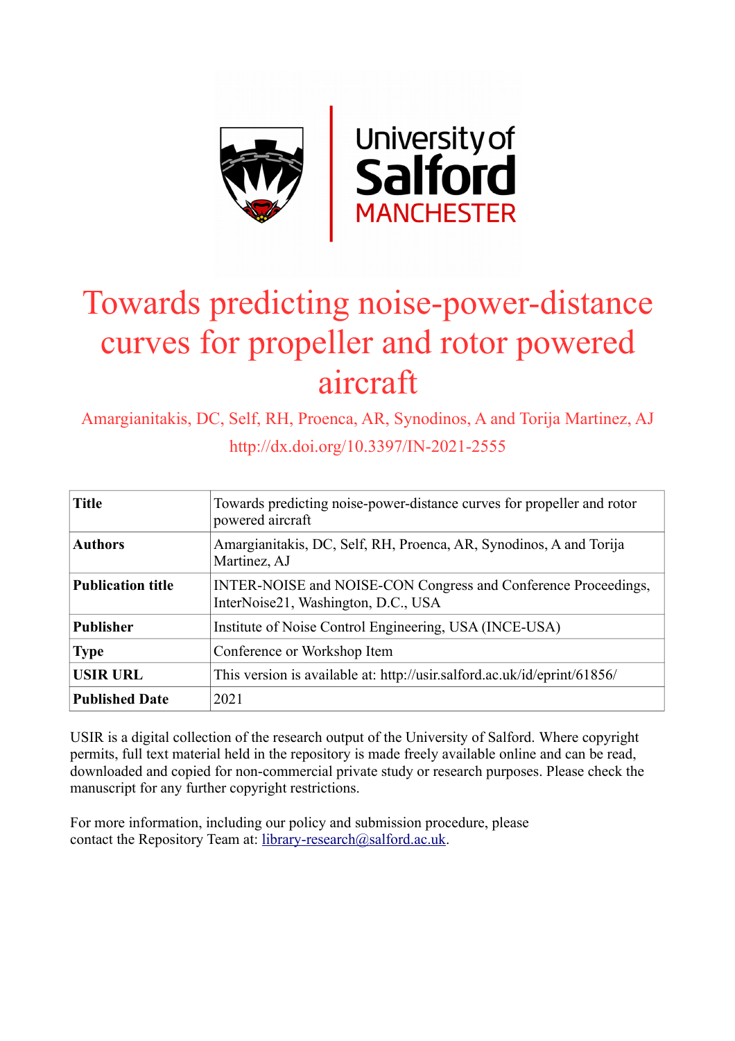# Towards predicting noise-power-distance curves for propeller and rotor powered aircraft

Amargianitakis, DC, Self, RH, Proenca, AR, Synodinos, A and Torija Martinez, AJ

http://dx.doi.org/10.3397/IN-2021-2555

| | |
|---|---|
| **Title** | Towards predicting noise-power-distance curves for propeller and rotor powered aircraft |
| **Authors** | Amargianitakis, DC, Self, RH, Proenca, AR, Synodinos, A and Torija Martinez, AJ |
| **Publication title** | INTER-NOISE and NOISE-CON Congress and Conference Proceedings, InterNoise21, Washington, D.C., USA |
| **Publisher** | Institute of Noise Control Engineering, USA (INCE-USA) |
| **Type** | Conference or Workshop Item |
| **USIR URL** | This version is available at: http://usir.salford.ac.uk/id/eprint/61856/ |
| **Published Date** | 2021 |

USIR is a digital collection of the research output of the University of Salford. Where copyright permits, full text material held in the repository is made freely available online and can be read, downloaded and copied for non-commercial private study or research purposes. Please check the manuscript for any further copyright restrictions.

For more information, including our policy and submission procedure, please contact the Repository Team at: library-research@salford.ac.uk.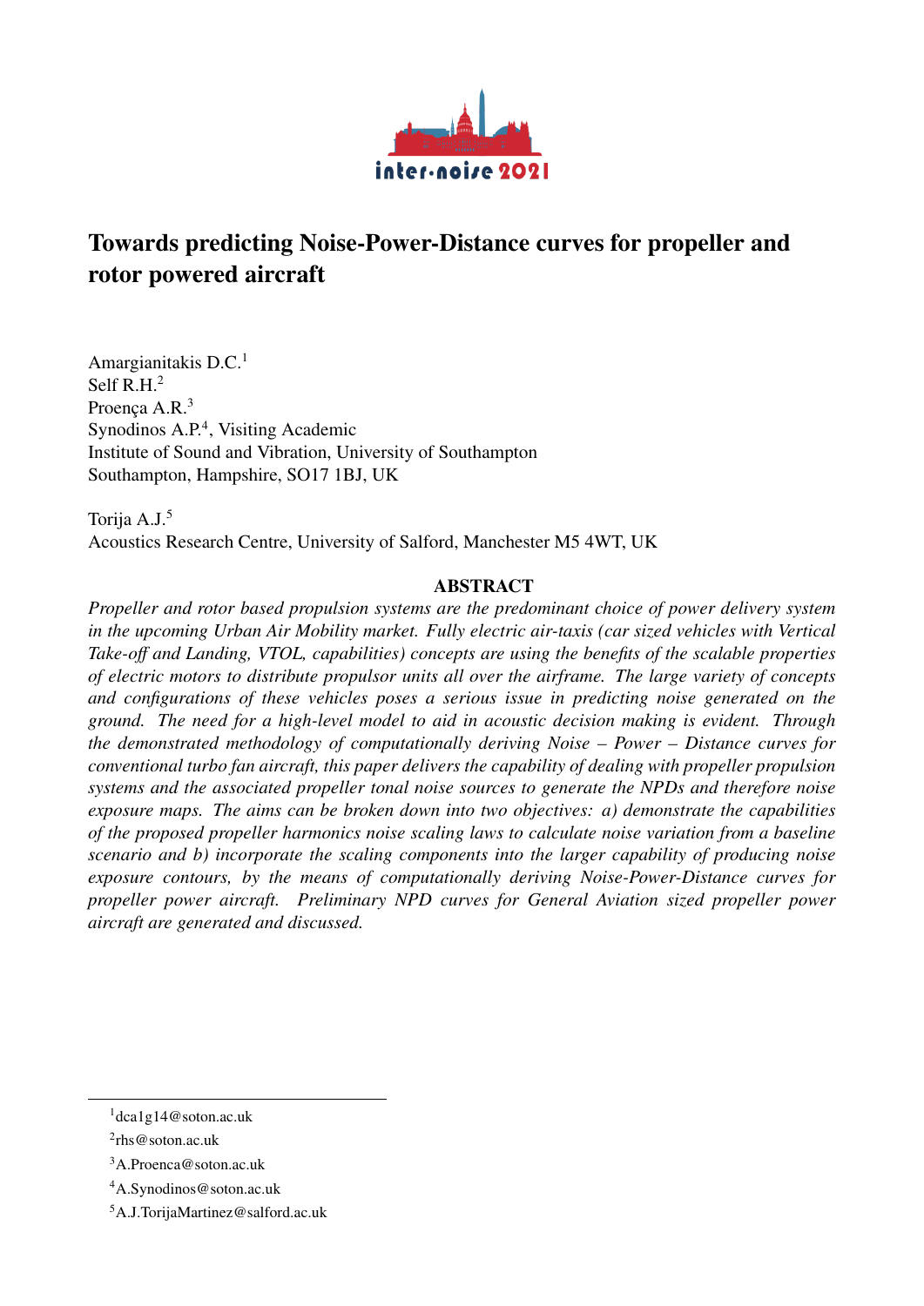# Towards predicting Noise-Power-Distance curves for propeller and rotor powered aircraft

Amargianitakis D.C.[1]
Self R.H.[2]
Proença A.R.[3]
Synodinos A.P.[4], Visiting Academic
Institute of Sound and Vibration, University of Southampton
Southampton, Hampshire, SO17 1BJ, UK

Torija A.J.[5]
Acoustics Research Centre, University of Salford, Manchester M5 4WT, UK

## ABSTRACT

*Propeller and rotor based propulsion systems are the predominant choice of power delivery system in the upcoming Urban Air Mobility market. Fully electric air-taxis (car sized vehicles with Vertical Take-off and Landing, VTOL, capabilities) concepts are using the benefits of the scalable properties of electric motors to distribute propulsor units all over the airframe. The large variety of concepts and configurations of these vehicles poses a serious issue in predicting noise generated on the ground. The need for a high-level model to aid in acoustic decision making is evident. Through the demonstrated methodology of computationally deriving Noise – Power – Distance curves for conventional turbo fan aircraft, this paper delivers the capability of dealing with propeller propulsion systems and the associated propeller tonal noise sources to generate the NPDs and therefore noise exposure maps. The aims can be broken down into two objectives: a) demonstrate the capabilities of the proposed propeller harmonics noise scaling laws to calculate noise variation from a baseline scenario and b) incorporate the scaling components into the larger capability of producing noise exposure contours, by the means of computationally deriving Noise-Power-Distance curves for propeller power aircraft. Preliminary NPD curves for General Aviation sized propeller power aircraft are generated and discussed.*

---

[1] dca1g14@soton.ac.uk

[2] rhs@soton.ac.uk

[3] A.Proenca@soton.ac.uk

[4] A.Synodinos@soton.ac.uk

[5] A.J.TorijaMartinez@salford.ac.uk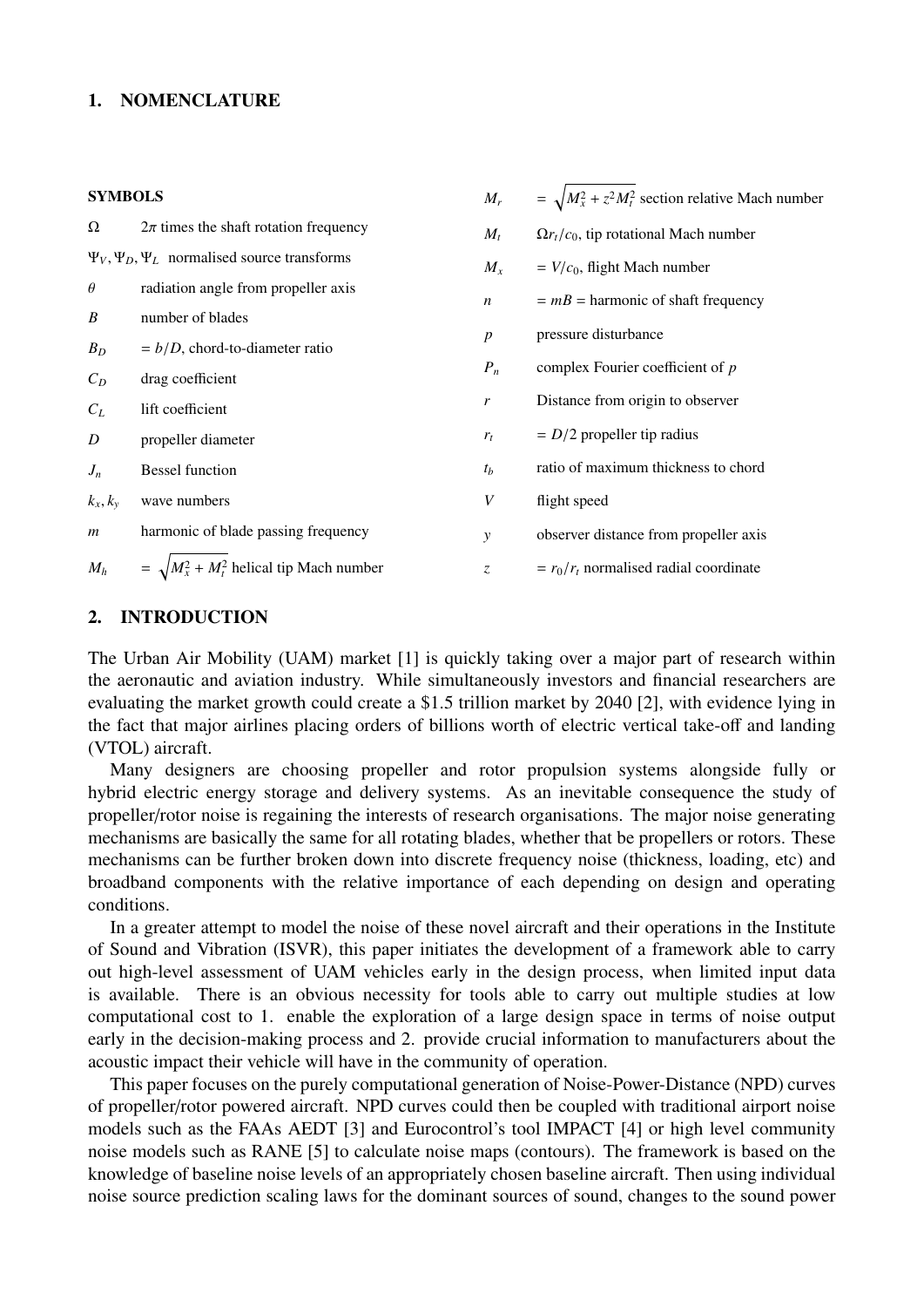## 1. NOMENCLATURE

### SYMBOLS

| Symbol | Description |
|---|---|
| $\Omega$ | $2\pi$ times the shaft rotation frequency |
| $\Psi_V, \Psi_D, \Psi_L$ | normalised source transforms |
| $\theta$ | radiation angle from propeller axis |
| $B$ | number of blades |
| $B_D$ | $= b/D$, chord-to-diameter ratio |
| $C_D$ | drag coefficient |
| $C_L$ | lift coefficient |
| $D$ | propeller diameter |
| $J_n$ | Bessel function |
| $k_x, k_y$ | wave numbers |
| $m$ | harmonic of blade passing frequency |
| $M_h$ | $= \sqrt{M_x^2 + M_t^2}$ helical tip Mach number |
| $M_r$ | $= \sqrt{M_x^2 + z^2 M_t^2}$ section relative Mach number |
| $M_t$ | $\Omega r_t / c_0$, tip rotational Mach number |
| $M_x$ | $= V/c_0$, flight Mach number |
| $n$ | $= mB =$ harmonic of shaft frequency |
| $p$ | pressure disturbance |
| $P_n$ | complex Fourier coefficient of $p$ |
| $r$ | Distance from origin to observer |
| $r_t$ | $= D/2$ propeller tip radius |
| $t_b$ | ratio of maximum thickness to chord |
| $V$ | flight speed |
| $y$ | observer distance from propeller axis |
| $z$ | $= r_0/r_t$ normalised radial coordinate |

## 2. INTRODUCTION

The Urban Air Mobility (UAM) market [1] is quickly taking over a major part of research within the aeronautic and aviation industry. While simultaneously investors and financial researchers are evaluating the market growth could create a \$1.5 trillion market by 2040 [2], with evidence lying in the fact that major airlines placing orders of billions worth of electric vertical take-off and landing (VTOL) aircraft.

Many designers are choosing propeller and rotor propulsion systems alongside fully or hybrid electric energy storage and delivery systems. As an inevitable consequence the study of propeller/rotor noise is regaining the interests of research organisations. The major noise generating mechanisms are basically the same for all rotating blades, whether that be propellers or rotors. These mechanisms can be further broken down into discrete frequency noise (thickness, loading, etc) and broadband components with the relative importance of each depending on design and operating conditions.

In a greater attempt to model the noise of these novel aircraft and their operations in the Institute of Sound and Vibration (ISVR), this paper initiates the development of a framework able to carry out high-level assessment of UAM vehicles early in the design process, when limited input data is available. There is an obvious necessity for tools able to carry out multiple studies at low computational cost to 1. enable the exploration of a large design space in terms of noise output early in the decision-making process and 2. provide crucial information to manufacturers about the acoustic impact their vehicle will have in the community of operation.

This paper focuses on the purely computational generation of Noise-Power-Distance (NPD) curves of propeller/rotor powered aircraft. NPD curves could then be coupled with traditional airport noise models such as the FAAs AEDT [3] and Eurocontrol's tool IMPACT [4] or high level community noise models such as RANE [5] to calculate noise maps (contours). The framework is based on the knowledge of baseline noise levels of an appropriately chosen baseline aircraft. Then using individual noise source prediction scaling laws for the dominant sources of sound, changes to the sound power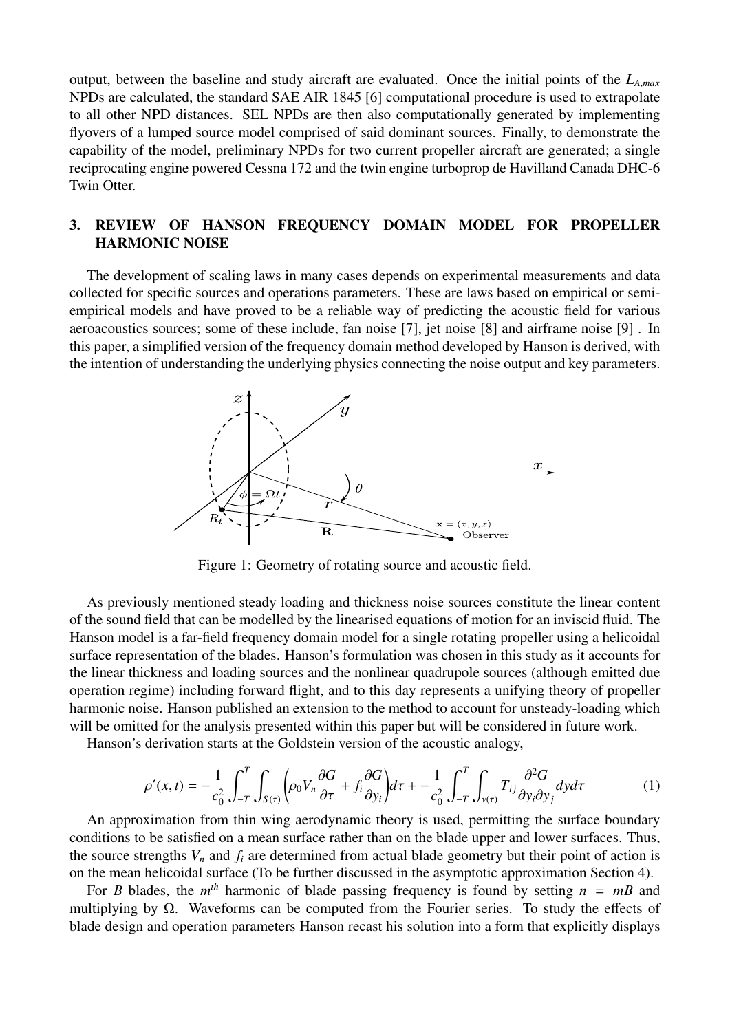output, between the baseline and study aircraft are evaluated. Once the initial points of the $L_{A,max}$ NPDs are calculated, the standard SAE AIR 1845 [6] computational procedure is used to extrapolate to all other NPD distances. SEL NPDs are then also computationally generated by implementing flyovers of a lumped source model comprised of said dominant sources. Finally, to demonstrate the capability of the model, preliminary NPDs for two current propeller aircraft are generated; a single reciprocating engine powered Cessna 172 and the twin engine turboprop de Havilland Canada DHC-6 Twin Otter.

## 3. REVIEW OF HANSON FREQUENCY DOMAIN MODEL FOR PROPELLER HARMONIC NOISE

The development of scaling laws in many cases depends on experimental measurements and data collected for specific sources and operations parameters. These are laws based on empirical or semi-empirical models and have proved to be a reliable way of predicting the acoustic field for various aeroacoustics sources; some of these include, fan noise [7], jet noise [8] and airframe noise [9] . In this paper, a simplified version of the frequency domain method developed by Hanson is derived, with the intention of understanding the underlying physics connecting the noise output and key parameters.

Figure 1: Geometry of rotating source and acoustic field.

As previously mentioned steady loading and thickness noise sources constitute the linear content of the sound field that can be modelled by the linearised equations of motion for an inviscid fluid. The Hanson model is a far-field frequency domain model for a single rotating propeller using a helicoidal surface representation of the blades. Hanson's formulation was chosen in this study as it accounts for the linear thickness and loading sources and the nonlinear quadrupole sources (although emitted due operation regime) including forward flight, and to this day represents a unifying theory of propeller harmonic noise. Hanson published an extension to the method to account for unsteady-loading which will be omitted for the analysis presented within this paper but will be considered in future work.

Hanson's derivation starts at the Goldstein version of the acoustic analogy,

$$\rho'(x,t) = -\frac{1}{c_0^2}\int_{-T}^{T}\int_{S(\tau)}\left(\rho_0 V_n \frac{\partial G}{\partial \tau} + f_i \frac{\partial G}{\partial y_i}\right)d\tau + -\frac{1}{c_0^2}\int_{-T}^{T}\int_{\nu(\tau)} T_{ij}\frac{\partial^2 G}{\partial y_i \partial y_j} dy d\tau \tag{1}$$

An approximation from thin wing aerodynamic theory is used, permitting the surface boundary conditions to be satisfied on a mean surface rather than on the blade upper and lower surfaces. Thus, the source strengths $V_n$ and $f_i$ are determined from actual blade geometry but their point of action is on the mean helicoidal surface (To be further discussed in the asymptotic approximation Section 4).

For $B$ blades, the $m^{th}$ harmonic of blade passing frequency is found by setting $n = mB$ and multiplying by $\Omega$. Waveforms can be computed from the Fourier series. To study the effects of blade design and operation parameters Hanson recast his solution into a form that explicitly displays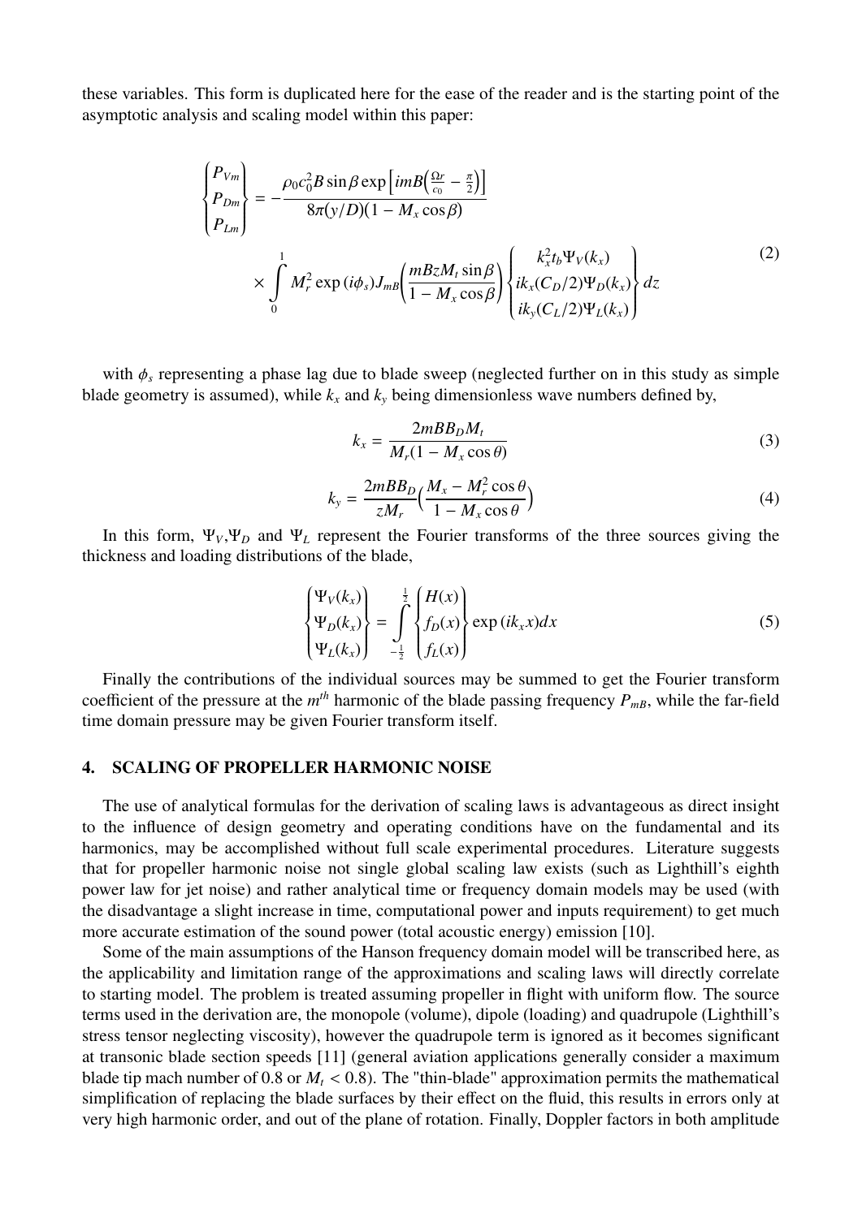these variables. This form is duplicated here for the ease of the reader and is the starting point of the asymptotic analysis and scaling model within this paper:

$$
\begin{Bmatrix} P_{Vm} \\ P_{Dm} \\ P_{Lm} \end{Bmatrix} = -\frac{\rho_0 c_0^2 B \sin\beta \exp\left[imB\left(\frac{\Omega r}{c_0} - \frac{\pi}{2}\right)\right]}{8\pi(y/D)(1 - M_x \cos\beta)} \times \int_0^1 M_r^2 \exp(i\phi_s) J_{mB}\left(\frac{mBzM_t \sin\beta}{1 - M_x \cos\beta}\right) \begin{Bmatrix} k_x^2 t_b \Psi_V(k_x) \\ ik_x(C_D/2)\Psi_D(k_x) \\ ik_y(C_L/2)\Psi_L(k_x) \end{Bmatrix} dz \tag{2}
$$

with $\phi_s$ representing a phase lag due to blade sweep (neglected further on in this study as simple blade geometry is assumed), while $k_x$ and $k_y$ being dimensionless wave numbers defined by,

$$
k_x = \frac{2mBB_D M_t}{M_r(1 - M_x \cos\theta)} \tag{3}
$$

$$
k_y = \frac{2mBB_D}{zM_r}\left(\frac{M_x - M_r^2 \cos\theta}{1 - M_x \cos\theta}\right) \tag{4}
$$

In this form, $\Psi_V$,$\Psi_D$ and $\Psi_L$ represent the Fourier transforms of the three sources giving the thickness and loading distributions of the blade,

$$
\begin{Bmatrix} \Psi_V(k_x) \\ \Psi_D(k_x) \\ \Psi_L(k_x) \end{Bmatrix} = \int_{-\frac{1}{2}}^{\frac{1}{2}} \begin{Bmatrix} H(x) \\ f_D(x) \\ f_L(x) \end{Bmatrix} \exp(ik_x x) dx \tag{5}
$$

Finally the contributions of the individual sources may be summed to get the Fourier transform coefficient of the pressure at the $m^{th}$ harmonic of the blade passing frequency $P_{mB}$, while the far-field time domain pressure may be given Fourier transform itself.

## 4. SCALING OF PROPELLER HARMONIC NOISE

The use of analytical formulas for the derivation of scaling laws is advantageous as direct insight to the influence of design geometry and operating conditions have on the fundamental and its harmonics, may be accomplished without full scale experimental procedures. Literature suggests that for propeller harmonic noise not single global scaling law exists (such as Lighthill's eighth power law for jet noise) and rather analytical time or frequency domain models may be used (with the disadvantage a slight increase in time, computational power and inputs requirement) to get much more accurate estimation of the sound power (total acoustic energy) emission [10].

Some of the main assumptions of the Hanson frequency domain model will be transcribed here, as the applicability and limitation range of the approximations and scaling laws will directly correlate to starting model. The problem is treated assuming propeller in flight with uniform flow. The source terms used in the derivation are, the monopole (volume), dipole (loading) and quadrupole (Lighthill's stress tensor neglecting viscosity), however the quadrupole term is ignored as it becomes significant at transonic blade section speeds [11] (general aviation applications generally consider a maximum blade tip mach number of 0.8 or $M_t < 0.8$). The "thin-blade" approximation permits the mathematical simplification of replacing the blade surfaces by their effect on the fluid, this results in errors only at very high harmonic order, and out of the plane of rotation. Finally, Doppler factors in both amplitude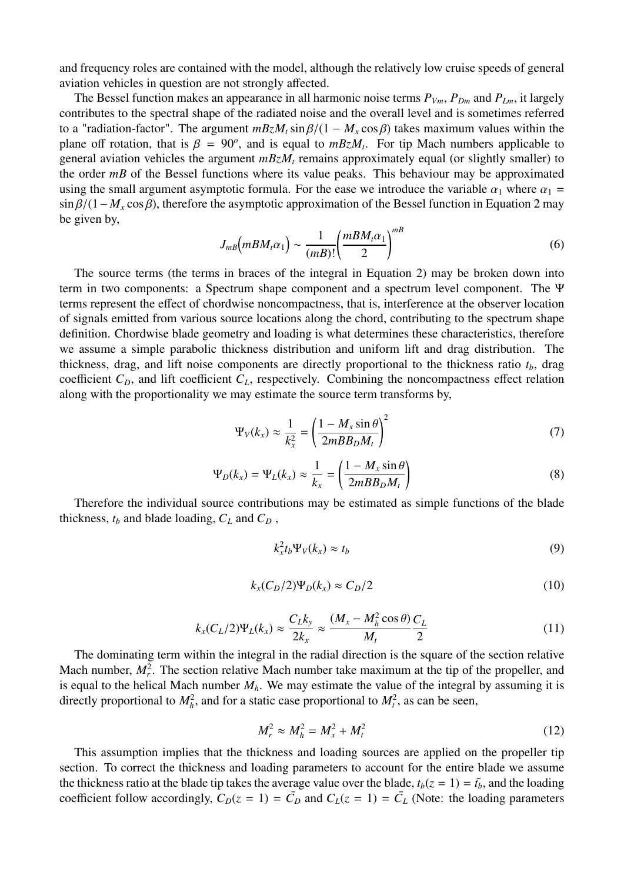and frequency roles are contained with the model, although the relatively low cruise speeds of general aviation vehicles in question are not strongly affected.

The Bessel function makes an appearance in all harmonic noise terms $P_{Vm}$, $P_{Dm}$ and $P_{Lm}$, it largely contributes to the spectral shape of the radiated noise and the overall level and is sometimes referred to a "radiation-factor". The argument $mBzM_t \sin\beta/(1 - M_x \cos\beta)$ takes maximum values within the plane off rotation, that is $\beta = 90^o$, and is equal to $mBzM_t$. For tip Mach numbers applicable to general aviation vehicles the argument $mBzM_t$ remains approximately equal (or slightly smaller) to the order $mB$ of the Bessel functions where its value peaks. This behaviour may be approximated using the small argument asymptotic formula. For the ease we introduce the variable $\alpha_1$ where $\alpha_1 = \sin\beta/(1 - M_x \cos\beta)$, therefore the asymptotic approximation of the Bessel function in Equation 2 may be given by,

$$J_{mB}\Big(mBM_t\alpha_1\Big) \sim \frac{1}{(mB)!}\left(\frac{mBM_t\alpha_1}{2}\right)^{mB} \tag{6}$$

The source terms (the terms in braces of the integral in Equation 2) may be broken down into term in two components: a Spectrum shape component and a spectrum level component. The $\Psi$ terms represent the effect of chordwise noncompactness, that is, interference at the observer location of signals emitted from various source locations along the chord, contributing to the spectrum shape definition. Chordwise blade geometry and loading is what determines these characteristics, therefore we assume a simple parabolic thickness distribution and uniform lift and drag distribution. The thickness, drag, and lift noise components are directly proportional to the thickness ratio $t_b$, drag coefficient $C_D$, and lift coefficient $C_L$, respectively. Combining the noncompactness effect relation along with the proportionality we may estimate the source term transforms by,

$$\Psi_V(k_x) \approx \frac{1}{k_x^2} = \left(\frac{1 - M_x \sin\theta}{2mBB_D M_t}\right)^2 \tag{7}$$

$$\Psi_D(k_x) = \Psi_L(k_x) \approx \frac{1}{k_x} = \left(\frac{1 - M_x \sin\theta}{2mBB_D M_t}\right) \tag{8}$$

Therefore the individual source contributions may be estimated as simple functions of the blade thickness, $t_b$ and blade loading, $C_L$ and $C_D$ ,

$$k_x^2 t_b \Psi_V(k_x) \approx t_b \tag{9}$$

$$k_x(C_D/2)\Psi_D(k_x) \approx C_D/2 \tag{10}$$

$$k_x(C_L/2)\Psi_L(k_x) \approx \frac{C_L k_y}{2k_x} \approx \frac{(M_x - M_h^2 \cos\theta)}{M_t}\frac{C_L}{2} \tag{11}$$

The dominating term within the integral in the radial direction is the square of the section relative Mach number, $M_r^2$. The section relative Mach number take maximum at the tip of the propeller, and is equal to the helical Mach number $M_h$. We may estimate the value of the integral by assuming it is directly proportional to $M_h^2$, and for a static case proportional to $M_t^2$, as can be seen,

$$M_r^2 \approx M_h^2 = M_x^2 + M_t^2 \tag{12}$$

This assumption implies that the thickness and loading sources are applied on the propeller tip section. To correct the thickness and loading parameters to account for the entire blade we assume the thickness ratio at the blade tip takes the average value over the blade, $t_b(z = 1) = \bar{t_b}$, and the loading coefficient follow accordingly, $C_D(z = 1) = \bar{C_D}$ and $C_L(z = 1) = \bar{C_L}$ (Note: the loading parameters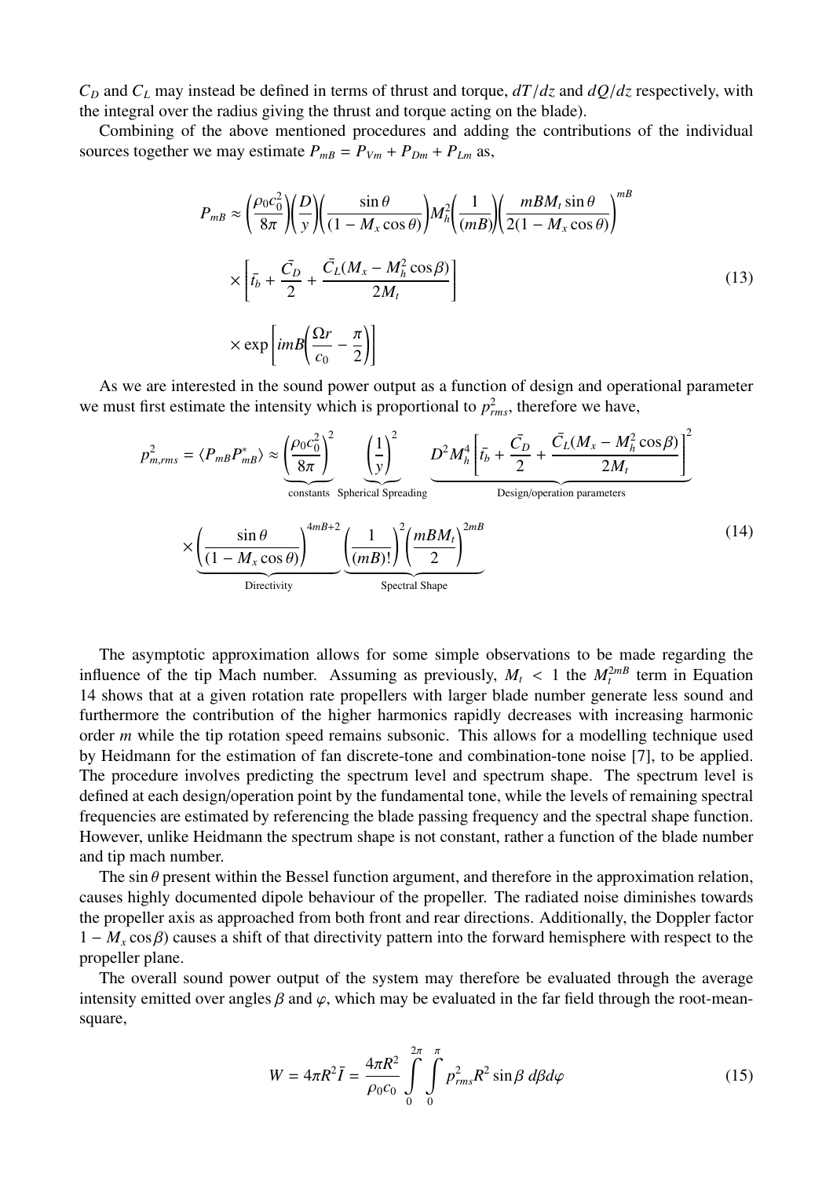$C_D$ and $C_L$ may instead be defined in terms of thrust and torque, $dT/dz$ and $dQ/dz$ respectively, with the integral over the radius giving the thrust and torque acting on the blade).

Combining of the above mentioned procedures and adding the contributions of the individual sources together we may estimate $P_{mB} = P_{Vm} + P_{Dm} + P_{Lm}$ as,

$$
\begin{aligned}
P_{mB} \approx & \left(\frac{\rho_0 c_0^2}{8\pi}\right)\left(\frac{D}{y}\right)\left(\frac{\sin\theta}{(1 - M_x \cos\theta)}\right) M_h^2 \left(\frac{1}{(mB)}\right)\left(\frac{mBM_t \sin\theta}{2(1 - M_x \cos\theta)}\right)^{mB} \\
& \times \left[\bar{t_b} + \frac{\bar{C_D}}{2} + \frac{\bar{C_L}(M_x - M_h^2 \cos\beta)}{2M_t}\right] \\
& \times \exp\left[imB\left(\frac{\Omega r}{c_0} - \frac{\pi}{2}\right)\right]
\end{aligned}
\tag{13}
$$

As we are interested in the sound power output as a function of design and operational parameter we must first estimate the intensity which is proportional to $p_{rms}^2$, therefore we have,

$$
\begin{aligned}
p_{m,rms}^2 = \langle P_{mB} P_{mB}^* \rangle \approx & \underbrace{\left(\frac{\rho_0 c_0^2}{8\pi}\right)^2}_{\text{constants}} \underbrace{\left(\frac{1}{y}\right)^2}_{\text{Spherical Spreading}} \underbrace{D^2 M_h^4 \left[\bar{t_b} + \frac{\bar{C_D}}{2} + \frac{\bar{C_L}(M_x - M_h^2 \cos\beta)}{2M_t}\right]^2}_{\text{Design/operation parameters}} \\
& \times \underbrace{\left(\frac{\sin\theta}{(1 - M_x \cos\theta)}\right)^{4mB+2}}_{\text{Directivity}} \underbrace{\left(\frac{1}{(mB)!}\right)^2 \left(\frac{mBM_t}{2}\right)^{2mB}}_{\text{Spectral Shape}}
\end{aligned}
\tag{14}
$$

The asymptotic approximation allows for some simple observations to be made regarding the influence of the tip Mach number. Assuming as previously, $M_t < 1$ the $M_t^{2mB}$ term in Equation 14 shows that at a given rotation rate propellers with larger blade number generate less sound and furthermore the contribution of the higher harmonics rapidly decreases with increasing harmonic order $m$ while the tip rotation speed remains subsonic. This allows for a modelling technique used by Heidmann for the estimation of fan discrete-tone and combination-tone noise [7], to be applied. The procedure involves predicting the spectrum level and spectrum shape. The spectrum level is defined at each design/operation point by the fundamental tone, while the levels of remaining spectral frequencies are estimated by referencing the blade passing frequency and the spectral shape function. However, unlike Heidmann the spectrum shape is not constant, rather a function of the blade number and tip mach number.

The $\sin\theta$ present within the Bessel function argument, and therefore in the approximation relation, causes highly documented dipole behaviour of the propeller. The radiated noise diminishes towards the propeller axis as approached from both front and rear directions. Additionally, the Doppler factor $1 - M_x \cos\beta$) causes a shift of that directivity pattern into the forward hemisphere with respect to the propeller plane.

The overall sound power output of the system may therefore be evaluated through the average intensity emitted over angles $\beta$ and $\varphi$, which may be evaluated in the far field through the root-mean-square,

$$
W = 4\pi R^2 \bar{I} = \frac{4\pi R^2}{\rho_0 c_0} \int_0^{2\pi} \int_0^{\pi} p_{rms}^2 R^2 \sin\beta \, d\beta d\varphi
\tag{15}
$$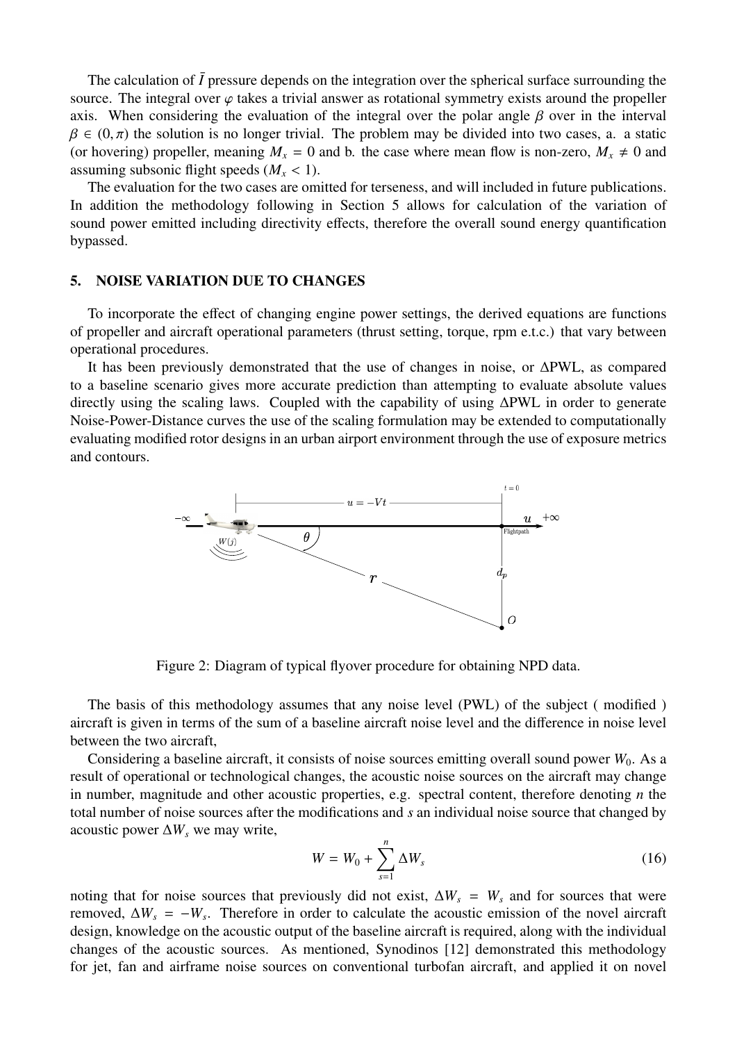The calculation of $\bar{I}$ pressure depends on the integration over the spherical surface surrounding the source. The integral over $\varphi$ takes a trivial answer as rotational symmetry exists around the propeller axis. When considering the evaluation of the integral over the polar angle $\beta$ over in the interval $\beta \in (0, \pi)$ the solution is no longer trivial. The problem may be divided into two cases, a. a static (or hovering) propeller, meaning $M_x = 0$ and b. the case where mean flow is non-zero, $M_x \neq 0$ and assuming subsonic flight speeds ($M_x < 1$).

The evaluation for the two cases are omitted for terseness, and will included in future publications. In addition the methodology following in Section 5 allows for calculation of the variation of sound power emitted including directivity effects, therefore the overall sound energy quantification bypassed.

## 5. NOISE VARIATION DUE TO CHANGES

To incorporate the effect of changing engine power settings, the derived equations are functions of propeller and aircraft operational parameters (thrust setting, torque, rpm e.t.c.) that vary between operational procedures.

It has been previously demonstrated that the use of changes in noise, or ΔPWL, as compared to a baseline scenario gives more accurate prediction than attempting to evaluate absolute values directly using the scaling laws. Coupled with the capability of using ΔPWL in order to generate Noise-Power-Distance curves the use of the scaling formulation may be extended to computationally evaluating modified rotor designs in an urban airport environment through the use of exposure metrics and contours.

Figure 2: Diagram of typical flyover procedure for obtaining NPD data.

The basis of this methodology assumes that any noise level (PWL) of the subject ( modified ) aircraft is given in terms of the sum of a baseline aircraft noise level and the difference in noise level between the two aircraft,

Considering a baseline aircraft, it consists of noise sources emitting overall sound power $W_0$. As a result of operational or technological changes, the acoustic noise sources on the aircraft may change in number, magnitude and other acoustic properties, e.g. spectral content, therefore denoting $n$ the total number of noise sources after the modifications and $s$ an individual noise source that changed by acoustic power $\Delta W_s$ we may write,

$$W = W_0 + \sum_{s=1}^{n} \Delta W_s \tag{16}$$

noting that for noise sources that previously did not exist, $\Delta W_s = W_s$ and for sources that were removed, $\Delta W_s = -W_s$. Therefore in order to calculate the acoustic emission of the novel aircraft design, knowledge on the acoustic output of the baseline aircraft is required, along with the individual changes of the acoustic sources. As mentioned, Synodinos [12] demonstrated this methodology for jet, fan and airframe noise sources on conventional turbofan aircraft, and applied it on novel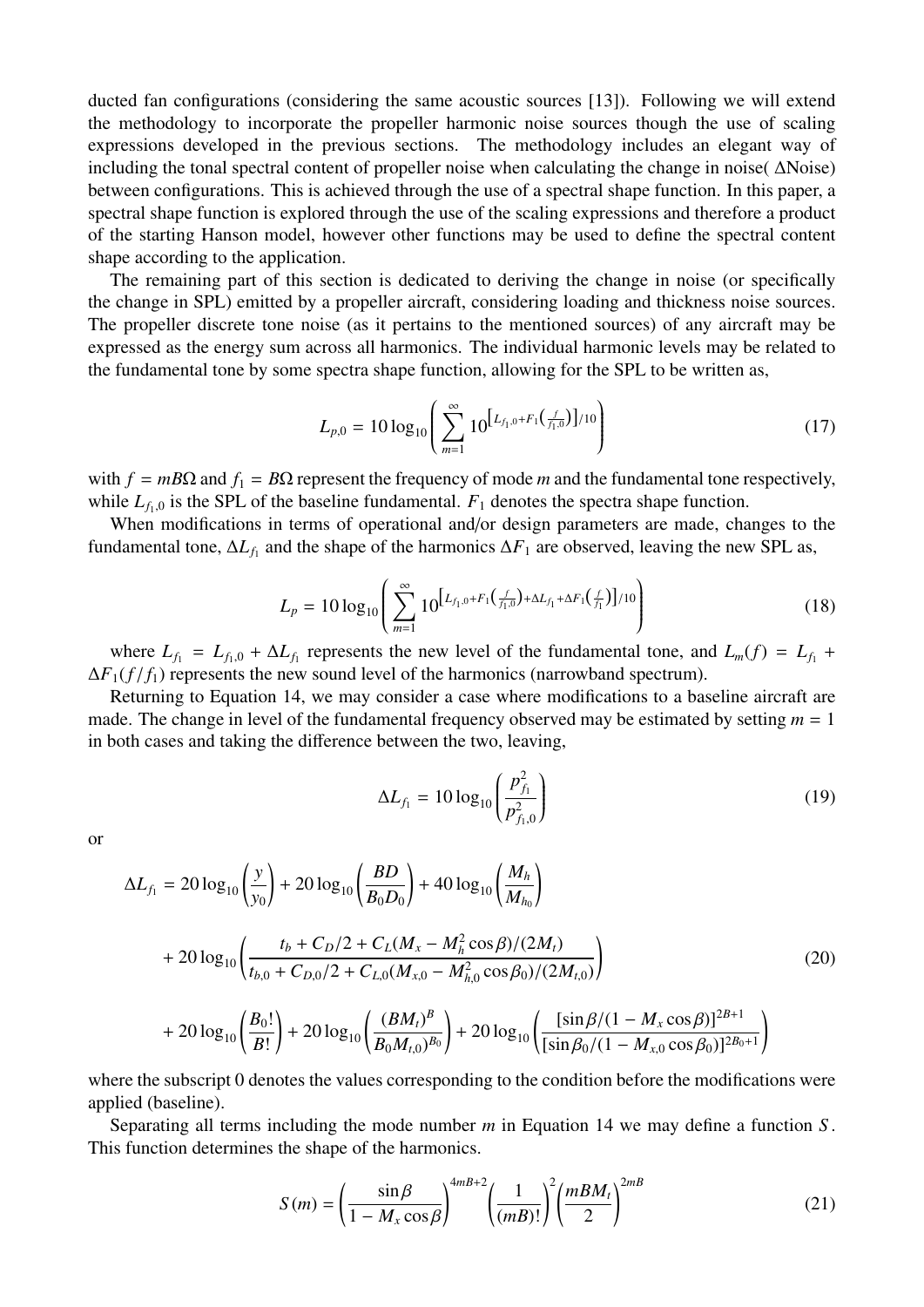ducted fan configurations (considering the same acoustic sources [13]). Following we will extend the methodology to incorporate the propeller harmonic noise sources though the use of scaling expressions developed in the previous sections. The methodology includes an elegant way of including the tonal spectral content of propeller noise when calculating the change in noise( ΔNoise) between configurations. This is achieved through the use of a spectral shape function. In this paper, a spectral shape function is explored through the use of the scaling expressions and therefore a product of the starting Hanson model, however other functions may be used to define the spectral content shape according to the application.

The remaining part of this section is dedicated to deriving the change in noise (or specifically the change in SPL) emitted by a propeller aircraft, considering loading and thickness noise sources. The propeller discrete tone noise (as it pertains to the mentioned sources) of any aircraft may be expressed as the energy sum across all harmonics. The individual harmonic levels may be related to the fundamental tone by some spectra shape function, allowing for the SPL to be written as,

$$L_{p,0} = 10\log_{10}\left(\sum_{m=1}^{\infty} 10^{\left[L_{f_1,0}+F_1\left(\frac{f}{f_{1,0}}\right)\right]/10}\right) \tag{17}$$

with $f = mB\Omega$ and $f_1 = B\Omega$ represent the frequency of mode $m$ and the fundamental tone respectively, while $L_{f_1,0}$ is the SPL of the baseline fundamental. $F_1$ denotes the spectra shape function.

When modifications in terms of operational and/or design parameters are made, changes to the fundamental tone, $\Delta L_{f_1}$ and the shape of the harmonics $\Delta F_1$ are observed, leaving the new SPL as,

$$L_p = 10\log_{10}\left(\sum_{m=1}^{\infty} 10^{\left[L_{f_1,0}+F_1\left(\frac{f}{f_{1,0}}\right)+\Delta L_{f_1}+\Delta F_1\left(\frac{f}{f_1}\right)\right]/10}\right) \tag{18}$$

where $L_{f_1} = L_{f_1,0} + \Delta L_{f_1}$ represents the new level of the fundamental tone, and $L_m(f) = L_{f_1} + \Delta F_1(f/f_1)$ represents the new sound level of the harmonics (narrowband spectrum).

Returning to Equation 14, we may consider a case where modifications to a baseline aircraft are made. The change in level of the fundamental frequency observed may be estimated by setting $m = 1$ in both cases and taking the difference between the two, leaving,

$$\Delta L_{f_1} = 10\log_{10}\left(\frac{p_{f_1}^2}{p_{f_1,0}^2}\right) \tag{19}$$

or

$$\begin{aligned}
\Delta L_{f_1} = {} & 20\log_{10}\left(\frac{y}{y_0}\right) + 20\log_{10}\left(\frac{BD}{B_0 D_0}\right) + 40\log_{10}\left(\frac{M_h}{M_{h_0}}\right) \\
& + 20\log_{10}\left(\frac{t_b + C_D/2 + C_L(M_x - M_h^2\cos\beta)/(2M_t)}{t_{b,0} + C_{D,0}/2 + C_{L,0}(M_{x,0} - M_{h,0}^2\cos\beta_0)/(2M_{t,0})}\right) \\
& + 20\log_{10}\left(\frac{B_0!}{B!}\right) + 20\log_{10}\left(\frac{(BM_t)^B}{B_0 M_{t,0})^{B_0}}\right) + 20\log_{10}\left(\frac{[\sin\beta/(1-M_x\cos\beta)]^{2B+1}}{[\sin\beta_0/(1-M_{x,0}\cos\beta_0)]^{2B_0+1}}\right)
\end{aligned} \tag{20}$$

where the subscript 0 denotes the values corresponding to the condition before the modifications were applied (baseline).

Separating all terms including the mode number $m$ in Equation 14 we may define a function $S$. This function determines the shape of the harmonics.

$$S(m) = \left(\frac{\sin\beta}{1-M_x\cos\beta}\right)^{4mB+2}\left(\frac{1}{(mB)!}\right)^2\left(\frac{mBM_t}{2}\right)^{2mB} \tag{21}$$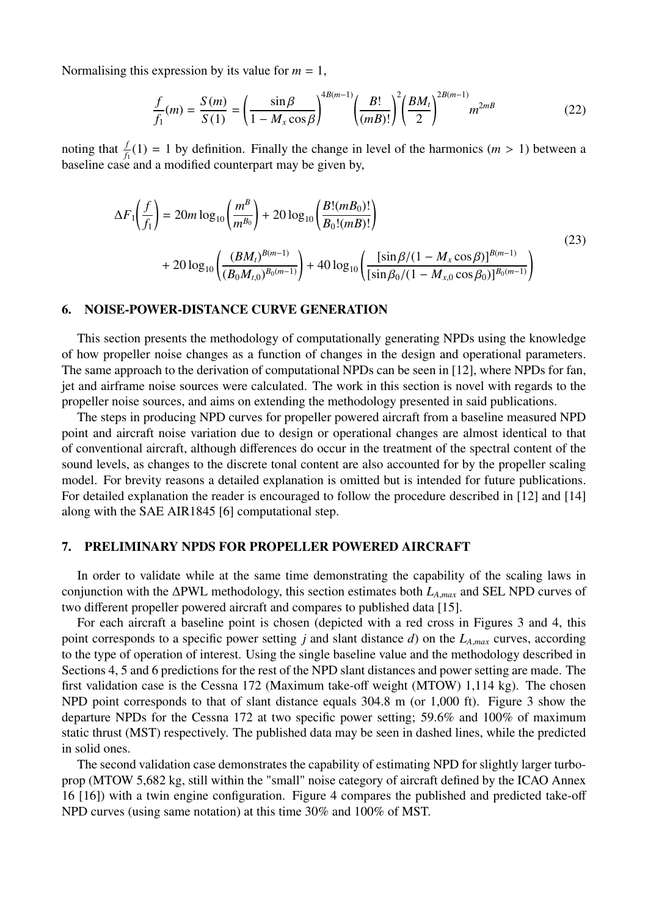Normalising this expression by its value for $m = 1$,

$$\frac{f}{f_1}(m) = \frac{S(m)}{S(1)} = \left(\frac{\sin\beta}{1 - M_x \cos\beta}\right)^{4B(m-1)} \left(\frac{B!}{(mB)!}\right)^2 \left(\frac{BM_t}{2}\right)^{2B(m-1)} m^{2mB} \tag{22}$$

noting that $\frac{f}{f_1}(1) = 1$ by definition. Finally the change in level of the harmonics ($m > 1$) between a baseline case and a modified counterpart may be given by,

$$\begin{aligned}
\Delta F_1\left(\frac{f}{f_1}\right) &= 20m \log_{10}\left(\frac{m^B}{m^{B_0}}\right) + 20 \log_{10}\left(\frac{B!(mB_0)!}{B_0!(mB)!}\right) \\
&+ 20 \log_{10}\left(\frac{(BM_t)^{B(m-1)}}{(B_0 M_{t,0})^{B_0(m-1)}}\right) + 40 \log_{10}\left(\frac{[\sin\beta/(1 - M_x \cos\beta)]^{B(m-1)}}{[\sin\beta_0/(1 - M_{x,0}\cos\beta_0)]^{B_0(m-1)}}\right)
\end{aligned} \tag{23}$$

## 6. NOISE-POWER-DISTANCE CURVE GENERATION

This section presents the methodology of computationally generating NPDs using the knowledge of how propeller noise changes as a function of changes in the design and operational parameters. The same approach to the derivation of computational NPDs can be seen in [12], where NPDs for fan, jet and airframe noise sources were calculated. The work in this section is novel with regards to the propeller noise sources, and aims on extending the methodology presented in said publications.

The steps in producing NPD curves for propeller powered aircraft from a baseline measured NPD point and aircraft noise variation due to design or operational changes are almost identical to that of conventional aircraft, although differences do occur in the treatment of the spectral content of the sound levels, as changes to the discrete tonal content are also accounted for by the propeller scaling model. For brevity reasons a detailed explanation is omitted but is intended for future publications. For detailed explanation the reader is encouraged to follow the procedure described in [12] and [14] along with the SAE AIR1845 [6] computational step.

## 7. PRELIMINARY NPDS FOR PROPELLER POWERED AIRCRAFT

In order to validate while at the same time demonstrating the capability of the scaling laws in conjunction with the ΔPWL methodology, this section estimates both $L_{A,max}$ and SEL NPD curves of two different propeller powered aircraft and compares to published data [15].

For each aircraft a baseline point is chosen (depicted with a red cross in Figures 3 and 4, this point corresponds to a specific power setting $j$ and slant distance $d$) on the $L_{A,max}$ curves, according to the type of operation of interest. Using the single baseline value and the methodology described in Sections 4, 5 and 6 predictions for the rest of the NPD slant distances and power setting are made. The first validation case is the Cessna 172 (Maximum take-off weight (MTOW) 1,114 kg). The chosen NPD point corresponds to that of slant distance equals 304.8 m (or 1,000 ft). Figure 3 show the departure NPDs for the Cessna 172 at two specific power setting; 59.6% and 100% of maximum static thrust (MST) respectively. The published data may be seen in dashed lines, while the predicted in solid ones.

The second validation case demonstrates the capability of estimating NPD for slightly larger turbo-prop (MTOW 5,682 kg, still within the "small" noise category of aircraft defined by the ICAO Annex 16 [16]) with a twin engine configuration. Figure 4 compares the published and predicted take-off NPD curves (using same notation) at this time 30% and 100% of MST.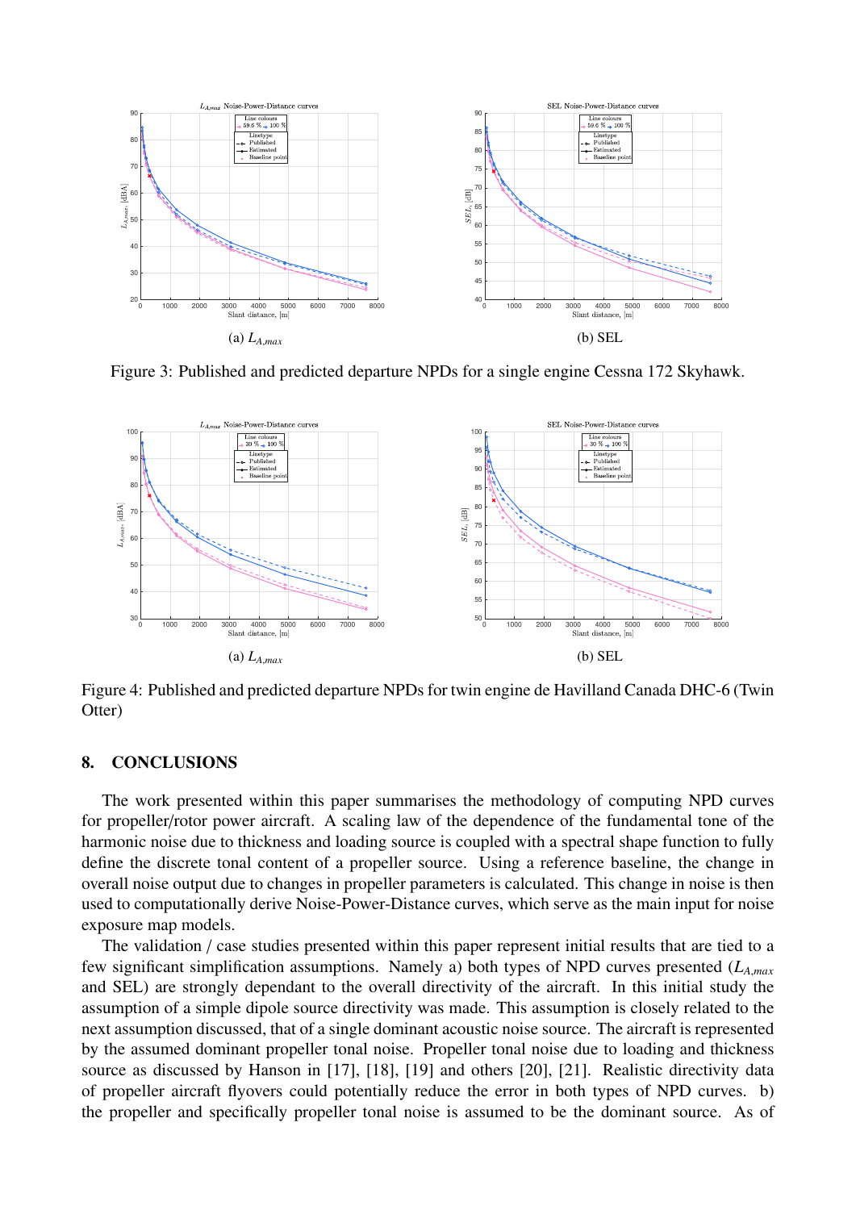(a) $L_{A,max}$

(b) SEL

Figure 3: Published and predicted departure NPDs for a single engine Cessna 172 Skyhawk.

(a) $L_{A,max}$

(b) SEL

Figure 4: Published and predicted departure NPDs for twin engine de Havilland Canada DHC-6 (Twin Otter)

## 8. CONCLUSIONS

The work presented within this paper summarises the methodology of computing NPD curves for propeller/rotor power aircraft. A scaling law of the dependence of the fundamental tone of the harmonic noise due to thickness and loading source is coupled with a spectral shape function to fully define the discrete tonal content of a propeller source. Using a reference baseline, the change in overall noise output due to changes in propeller parameters is calculated. This change in noise is then used to computationally derive Noise-Power-Distance curves, which serve as the main input for noise exposure map models.

The validation / case studies presented within this paper represent initial results that are tied to a few significant simplification assumptions. Namely a) both types of NPD curves presented ($L_{A,max}$ and SEL) are strongly dependant to the overall directivity of the aircraft. In this initial study the assumption of a simple dipole source directivity was made. This assumption is closely related to the next assumption discussed, that of a single dominant acoustic noise source. The aircraft is represented by the assumed dominant propeller tonal noise. Propeller tonal noise due to loading and thickness source as discussed by Hanson in [17], [18], [19] and others [20], [21]. Realistic directivity data of propeller aircraft flyovers could potentially reduce the error in both types of NPD curves. b) the propeller and specifically propeller tonal noise is assumed to be the dominant source. As of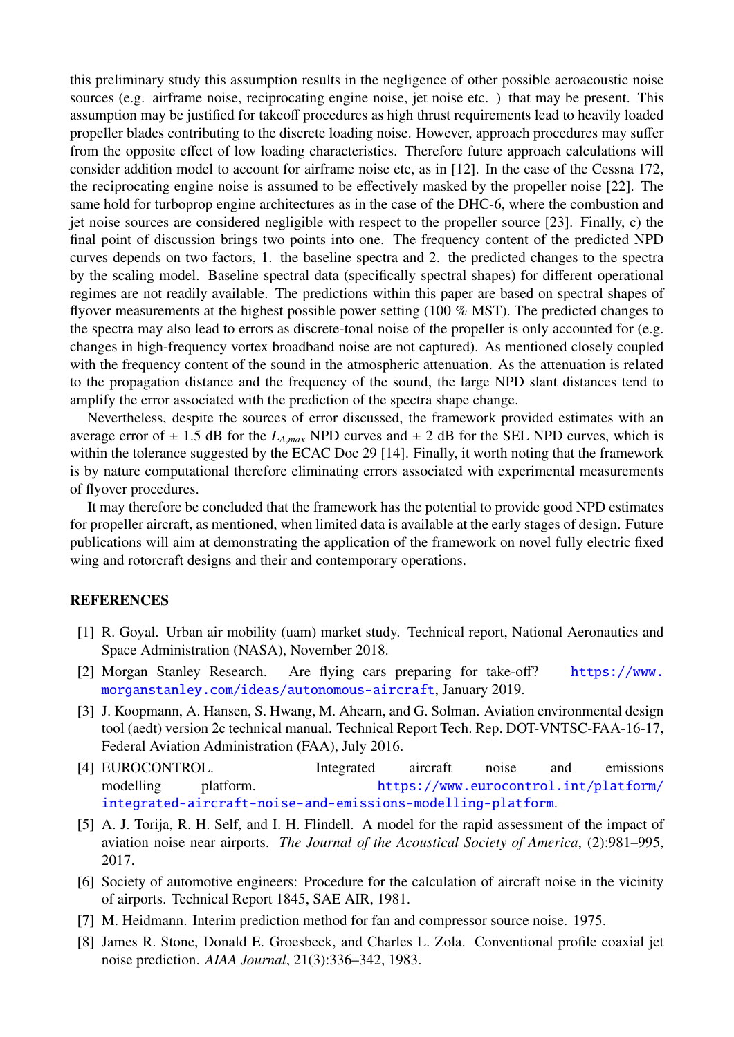this preliminary study this assumption results in the negligence of other possible aeroacoustic noise sources (e.g. airframe noise, reciprocating engine noise, jet noise etc. ) that may be present. This assumption may be justified for takeoff procedures as high thrust requirements lead to heavily loaded propeller blades contributing to the discrete loading noise. However, approach procedures may suffer from the opposite effect of low loading characteristics. Therefore future approach calculations will consider addition model to account for airframe noise etc, as in [12]. In the case of the Cessna 172, the reciprocating engine noise is assumed to be effectively masked by the propeller noise [22]. The same hold for turboprop engine architectures as in the case of the DHC-6, where the combustion and jet noise sources are considered negligible with respect to the propeller source [23]. Finally, c) the final point of discussion brings two points into one. The frequency content of the predicted NPD curves depends on two factors, 1. the baseline spectra and 2. the predicted changes to the spectra by the scaling model. Baseline spectral data (specifically spectral shapes) for different operational regimes are not readily available. The predictions within this paper are based on spectral shapes of flyover measurements at the highest possible power setting (100 % MST). The predicted changes to the spectra may also lead to errors as discrete-tonal noise of the propeller is only accounted for (e.g. changes in high-frequency vortex broadband noise are not captured). As mentioned closely coupled with the frequency content of the sound in the atmospheric attenuation. As the attenuation is related to the propagation distance and the frequency of the sound, the large NPD slant distances tend to amplify the error associated with the prediction of the spectra shape change.

Nevertheless, despite the sources of error discussed, the framework provided estimates with an average error of ± 1.5 dB for the $L_{A,max}$ NPD curves and ± 2 dB for the SEL NPD curves, which is within the tolerance suggested by the ECAC Doc 29 [14]. Finally, it worth noting that the framework is by nature computational therefore eliminating errors associated with experimental measurements of flyover procedures.

It may therefore be concluded that the framework has the potential to provide good NPD estimates for propeller aircraft, as mentioned, when limited data is available at the early stages of design. Future publications will aim at demonstrating the application of the framework on novel fully electric fixed wing and rotorcraft designs and their and contemporary operations.

## REFERENCES

[1] R. Goyal. Urban air mobility (uam) market study. Technical report, National Aeronautics and Space Administration (NASA), November 2018.

[2] Morgan Stanley Research. Are flying cars preparing for take-off? https://www.morganstanley.com/ideas/autonomous-aircraft, January 2019.

[3] J. Koopmann, A. Hansen, S. Hwang, M. Ahearn, and G. Solman. Aviation environmental design tool (aedt) version 2c technical manual. Technical Report Tech. Rep. DOT-VNTSC-FAA-16-17, Federal Aviation Administration (FAA), July 2016.

[4] EUROCONTROL. Integrated aircraft noise and emissions modelling platform. https://www.eurocontrol.int/platform/integrated-aircraft-noise-and-emissions-modelling-platform.

[5] A. J. Torija, R. H. Self, and I. H. Flindell. A model for the rapid assessment of the impact of aviation noise near airports. *The Journal of the Acoustical Society of America*, (2):981–995, 2017.

[6] Society of automotive engineers: Procedure for the calculation of aircraft noise in the vicinity of airports. Technical Report 1845, SAE AIR, 1981.

[7] M. Heidmann. Interim prediction method for fan and compressor source noise. 1975.

[8] James R. Stone, Donald E. Groesbeck, and Charles L. Zola. Conventional profile coaxial jet noise prediction. *AIAA Journal*, 21(3):336–342, 1983.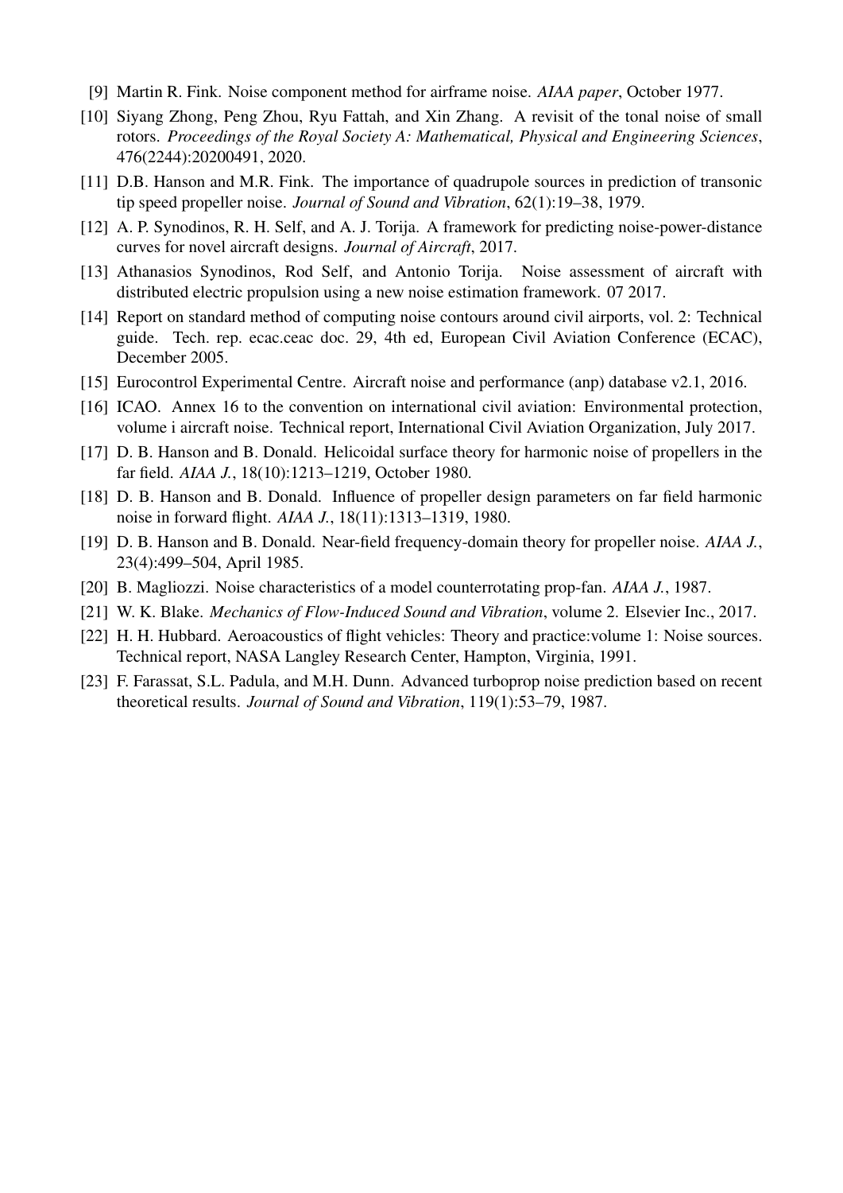[9] Martin R. Fink. Noise component method for airframe noise. *AIAA paper*, October 1977.

[10] Siyang Zhong, Peng Zhou, Ryu Fattah, and Xin Zhang. A revisit of the tonal noise of small rotors. *Proceedings of the Royal Society A: Mathematical, Physical and Engineering Sciences*, 476(2244):20200491, 2020.

[11] D.B. Hanson and M.R. Fink. The importance of quadrupole sources in prediction of transonic tip speed propeller noise. *Journal of Sound and Vibration*, 62(1):19–38, 1979.

[12] A. P. Synodinos, R. H. Self, and A. J. Torija. A framework for predicting noise-power-distance curves for novel aircraft designs. *Journal of Aircraft*, 2017.

[13] Athanasios Synodinos, Rod Self, and Antonio Torija. Noise assessment of aircraft with distributed electric propulsion using a new noise estimation framework. 07 2017.

[14] Report on standard method of computing noise contours around civil airports, vol. 2: Technical guide. Tech. rep. ecac.ceac doc. 29, 4th ed, European Civil Aviation Conference (ECAC), December 2005.

[15] Eurocontrol Experimental Centre. Aircraft noise and performance (anp) database v2.1, 2016.

[16] ICAO. Annex 16 to the convention on international civil aviation: Environmental protection, volume i aircraft noise. Technical report, International Civil Aviation Organization, July 2017.

[17] D. B. Hanson and B. Donald. Helicoidal surface theory for harmonic noise of propellers in the far field. *AIAA J.*, 18(10):1213–1219, October 1980.

[18] D. B. Hanson and B. Donald. Influence of propeller design parameters on far field harmonic noise in forward flight. *AIAA J.*, 18(11):1313–1319, 1980.

[19] D. B. Hanson and B. Donald. Near-field frequency-domain theory for propeller noise. *AIAA J.*, 23(4):499–504, April 1985.

[20] B. Magliozzi. Noise characteristics of a model counterrotating prop-fan. *AIAA J.*, 1987.

[21] W. K. Blake. *Mechanics of Flow-Induced Sound and Vibration*, volume 2. Elsevier Inc., 2017.

[22] H. H. Hubbard. Aeroacoustics of flight vehicles: Theory and practice:volume 1: Noise sources. Technical report, NASA Langley Research Center, Hampton, Virginia, 1991.

[23] F. Farassat, S.L. Padula, and M.H. Dunn. Advanced turboprop noise prediction based on recent theoretical results. *Journal of Sound and Vibration*, 119(1):53–79, 1987.